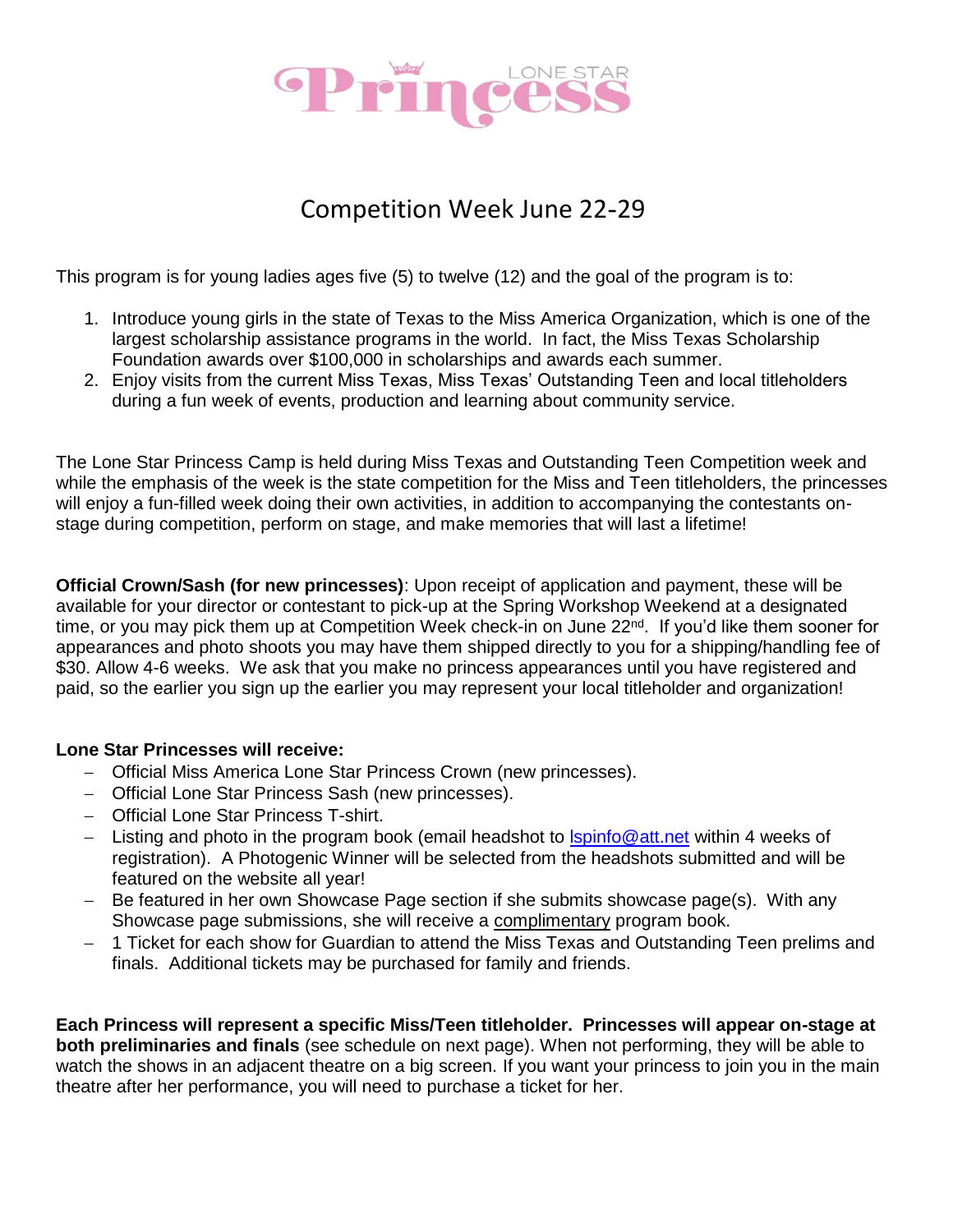# Lone Star Princess

## Competition Week June 22-29

This program is for young ladies ages five (5) to twelve (12) and the goal of the program is to:

1. Introduce young girls in the state of Texas to the Miss America Organization, which is one of the largest scholarship assistance programs in the world. In fact, the Miss Texas Scholarship Foundation awards over $100,000 in scholarships and awards each summer.
2. Enjoy visits from the current Miss Texas, Miss Texas' Outstanding Teen and local titleholders during a fun week of events, production and learning about community service.

The Lone Star Princess Camp is held during Miss Texas and Outstanding Teen Competition week and while the emphasis of the week is the state competition for the Miss and Teen titleholders, the princesses will enjoy a fun-filled week doing their own activities, in addition to accompanying the contestants on-stage during competition, perform on stage, and make memories that will last a lifetime!

**Official Crown/Sash (for new princesses)**: Upon receipt of application and payment, these will be available for your director or contestant to pick-up at the Spring Workshop Weekend at a designated time, or you may pick them up at Competition Week check-in on June 22nd. If you'd like them sooner for appearances and photo shoots you may have them shipped directly to you for a shipping/handling fee of $30. Allow 4-6 weeks. We ask that you make no princess appearances until you have registered and paid, so the earlier you sign up the earlier you may represent your local titleholder and organization!

**Lone Star Princesses will receive:**

- Official Miss America Lone Star Princess Crown (new princesses).
- Official Lone Star Princess Sash (new princesses).
- Official Lone Star Princess T-shirt.
- Listing and photo in the program book (email headshot to lspinfo@att.net within 4 weeks of registration). A Photogenic Winner will be selected from the headshots submitted and will be featured on the website all year!
- Be featured in her own Showcase Page section if she submits showcase page(s). With any Showcase page submissions, she will receive a complimentary program book.
- 1 Ticket for each show for Guardian to attend the Miss Texas and Outstanding Teen prelims and finals. Additional tickets may be purchased for family and friends.

**Each Princess will represent a specific Miss/Teen titleholder. Princesses will appear on-stage at both preliminaries and finals** (see schedule on next page). When not performing, they will be able to watch the shows in an adjacent theatre on a big screen. If you want your princess to join you in the main theatre after her performance, you will need to purchase a ticket for her.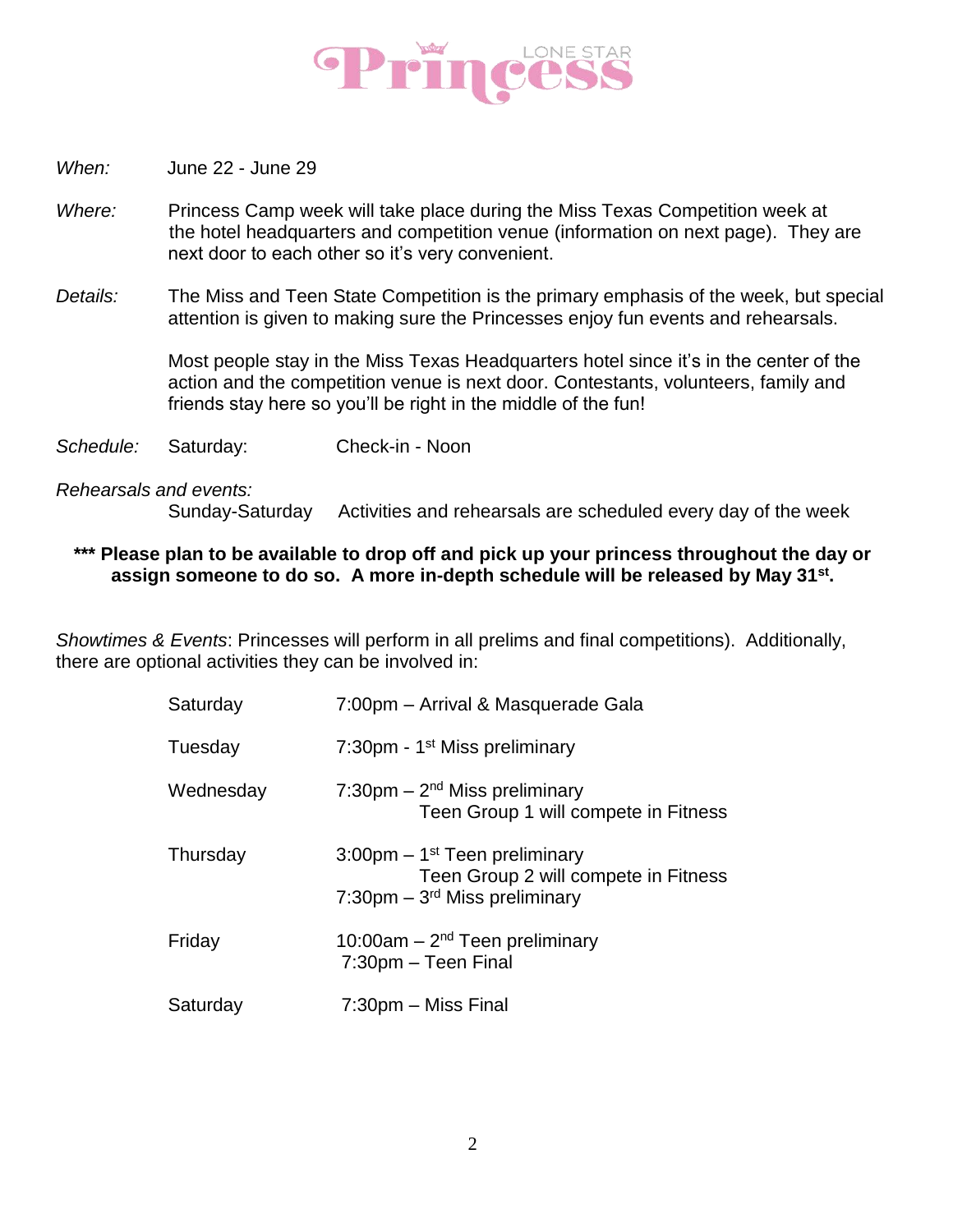# Lone Star Princess

*When:* June 22 - June 29

*Where:* Princess Camp week will take place during the Miss Texas Competition week at the hotel headquarters and competition venue (information on next page). They are next door to each other so it's very convenient.

*Details:* The Miss and Teen State Competition is the primary emphasis of the week, but special attention is given to making sure the Princesses enjoy fun events and rehearsals.

Most people stay in the Miss Texas Headquarters hotel since it's in the center of the action and the competition venue is next door. Contestants, volunteers, family and friends stay here so you'll be right in the middle of the fun!

*Schedule:* Saturday: Check-in - Noon

*Rehearsals and events:*
Sunday-Saturday Activities and rehearsals are scheduled every day of the week

**\*\*\* Please plan to be available to drop off and pick up your princess throughout the day or assign someone to do so. A more in-depth schedule will be released by May 31st.**

*Showtimes & Events*: Princesses will perform in all prelims and final competitions). Additionally, there are optional activities they can be involved in:

| | |
|---|---|
| Saturday | 7:00pm – Arrival & Masquerade Gala |
| Tuesday | 7:30pm - 1st Miss preliminary |
| Wednesday | 7:30pm – 2nd Miss preliminary<br>Teen Group 1 will compete in Fitness |
| Thursday | 3:00pm – 1st Teen preliminary<br>Teen Group 2 will compete in Fitness<br>7:30pm – 3rd Miss preliminary |
| Friday | 10:00am – 2nd Teen preliminary<br>7:30pm – Teen Final |
| Saturday | 7:30pm – Miss Final |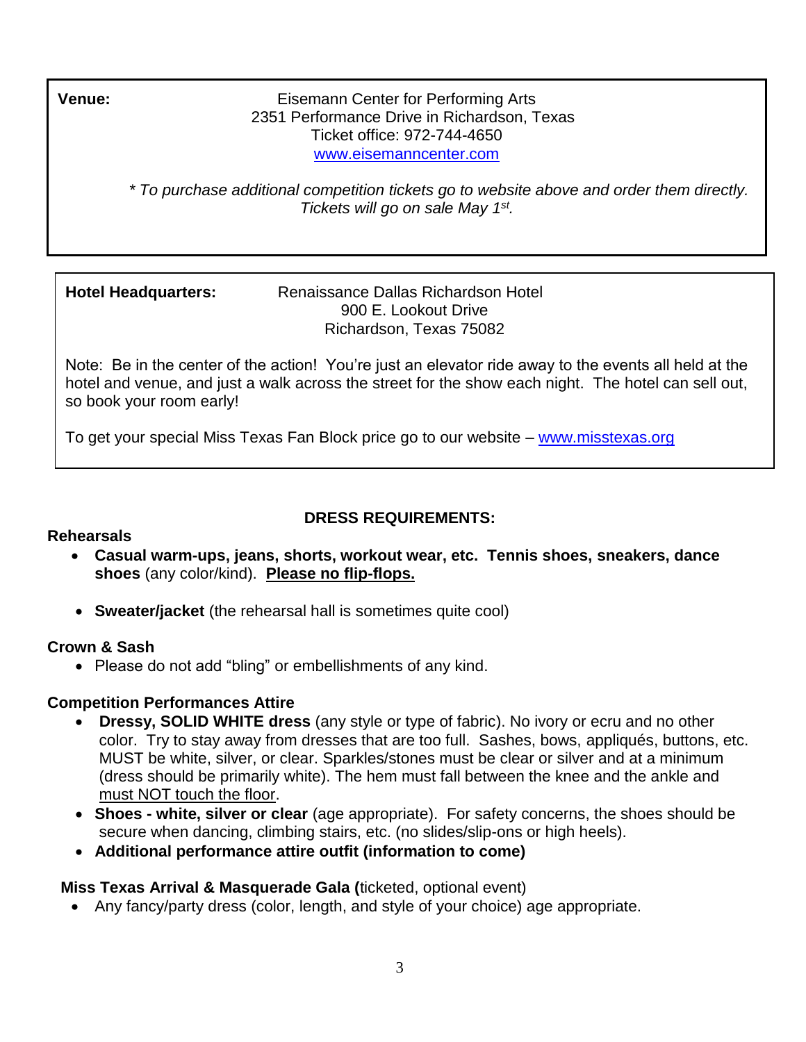**Venue:**

Eisemann Center for Performing Arts
2351 Performance Drive in Richardson, Texas
Ticket office: 972-744-4650
[www.eisemanncenter.com](http://www.eisemanncenter.com)

*\* To purchase additional competition tickets go to website above and order them directly. Tickets will go on sale May 1st.*

**Hotel Headquarters:**

Renaissance Dallas Richardson Hotel
900 E. Lookout Drive
Richardson, Texas 75082

Note: Be in the center of the action! You're just an elevator ride away to the events all held at the hotel and venue, and just a walk across the street for the show each night. The hotel can sell out, so book your room early!

To get your special Miss Texas Fan Block price go to our website – [www.misstexas.org](http://www.misstexas.org)

## DRESS REQUIREMENTS:

### Rehearsals

- **Casual warm-ups, jeans, shorts, workout wear, etc. Tennis shoes, sneakers, dance shoes** (any color/kind). <u>**Please no flip-flops.**</u>
- **Sweater/jacket** (the rehearsal hall is sometimes quite cool)

### Crown & Sash

- Please do not add "bling" or embellishments of any kind.

### Competition Performances Attire

- **Dressy, SOLID WHITE dress** (any style or type of fabric). No ivory or ecru and no other color. Try to stay away from dresses that are too full. Sashes, bows, appliqués, buttons, etc. MUST be white, silver, or clear. Sparkles/stones must be clear or silver and at a minimum (dress should be primarily white). The hem must fall between the knee and the ankle and <u>must NOT touch the floor</u>.
- **Shoes - white, silver or clear** (age appropriate). For safety concerns, the shoes should be secure when dancing, climbing stairs, etc. (no slides/slip-ons or high heels).
- **Additional performance attire outfit (information to come)**

### Miss Texas Arrival & Masquerade Gala (ticketed, optional event)

- Any fancy/party dress (color, length, and style of your choice) age appropriate.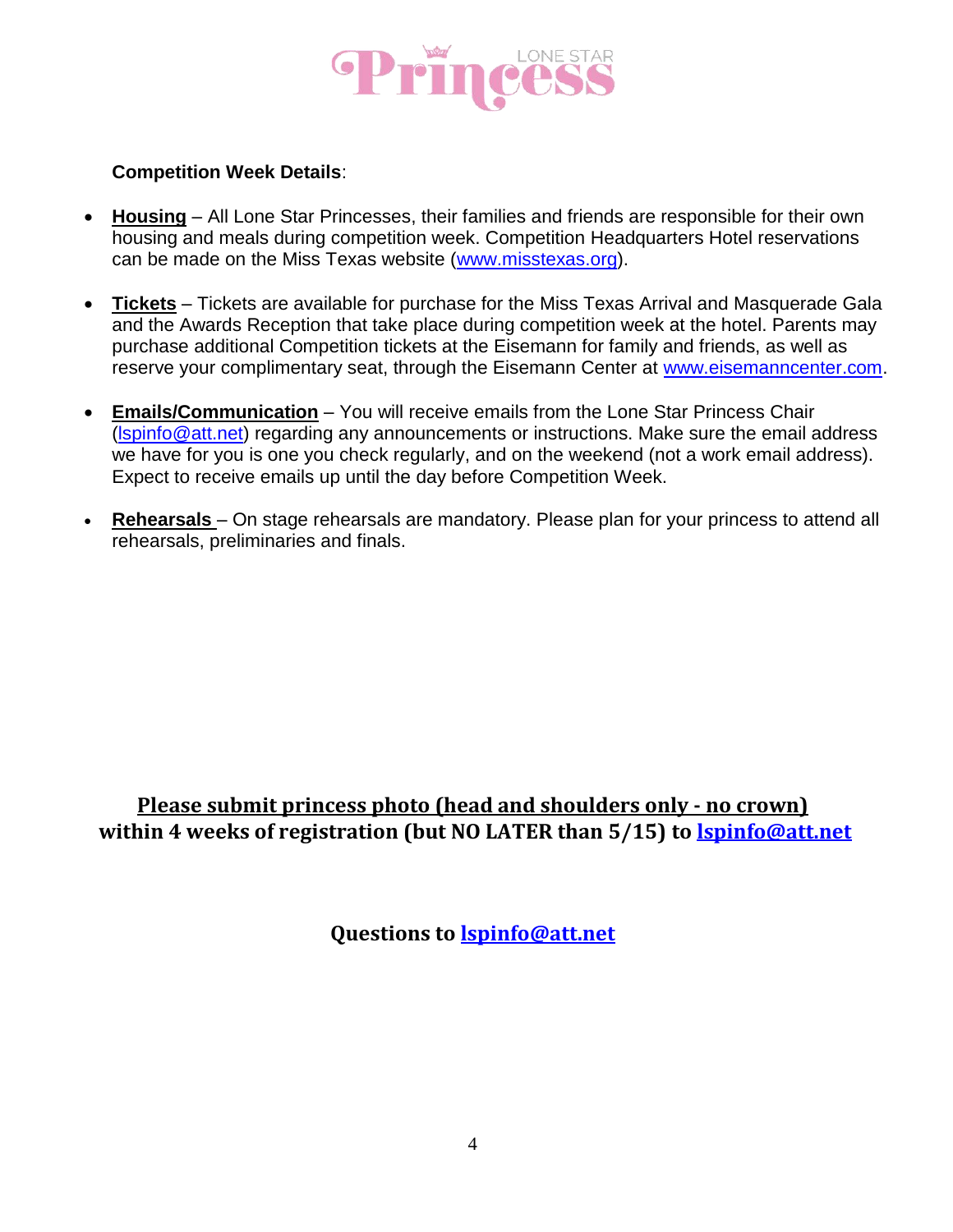**Competition Week Details**:

- **Housing** – All Lone Star Princesses, their families and friends are responsible for their own housing and meals during competition week. Competition Headquarters Hotel reservations can be made on the Miss Texas website (www.misstexas.org).

- **Tickets** – Tickets are available for purchase for the Miss Texas Arrival and Masquerade Gala and the Awards Reception that take place during competition week at the hotel. Parents may purchase additional Competition tickets at the Eisemann for family and friends, as well as reserve your complimentary seat, through the Eisemann Center at www.eisemanncenter.com.

- **Emails/Communication** – You will receive emails from the Lone Star Princess Chair (lspinfo@att.net) regarding any announcements or instructions. Make sure the email address we have for you is one you check regularly, and on the weekend (not a work email address). Expect to receive emails up until the day before Competition Week.

- **Rehearsals** – On stage rehearsals are mandatory. Please plan for your princess to attend all rehearsals, preliminaries and finals.

**Please submit princess photo (head and shoulders only - no crown)**
**within 4 weeks of registration (but NO LATER than 5/15) to lspinfo@att.net**

**Questions to lspinfo@att.net**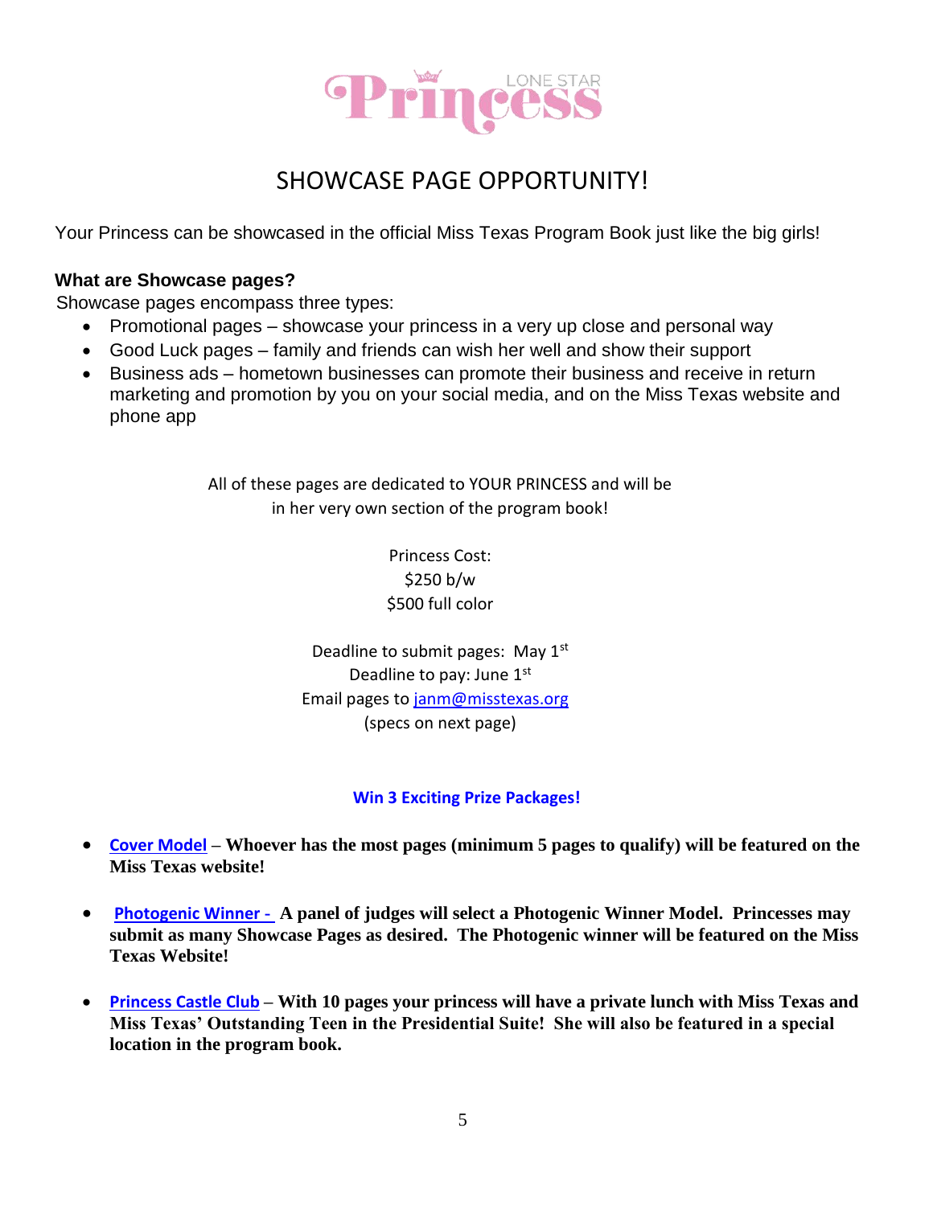Lone Star Princess

# SHOWCASE PAGE OPPORTUNITY!

Your Princess can be showcased in the official Miss Texas Program Book just like the big girls!

**What are Showcase pages?**

Showcase pages encompass three types:

- Promotional pages – showcase your princess in a very up close and personal way
- Good Luck pages – family and friends can wish her well and show their support
- Business ads – hometown businesses can promote their business and receive in return marketing and promotion by you on your social media, and on the Miss Texas website and phone app

All of these pages are dedicated to YOUR PRINCESS and will be in her very own section of the program book!

Princess Cost:
$250 b/w
$500 full color

Deadline to submit pages: May 1st
Deadline to pay: June 1st
Email pages to janm@misstexas.org
(specs on next page)

**Win 3 Exciting Prize Packages!**

- **Cover Model – Whoever has the most pages (minimum 5 pages to qualify) will be featured on the Miss Texas website!**
- **Photogenic Winner - A panel of judges will select a Photogenic Winner Model. Princesses may submit as many Showcase Pages as desired. The Photogenic winner will be featured on the Miss Texas Website!**
- **Princess Castle Club – With 10 pages your princess will have a private lunch with Miss Texas and Miss Texas' Outstanding Teen in the Presidential Suite! She will also be featured in a special location in the program book.**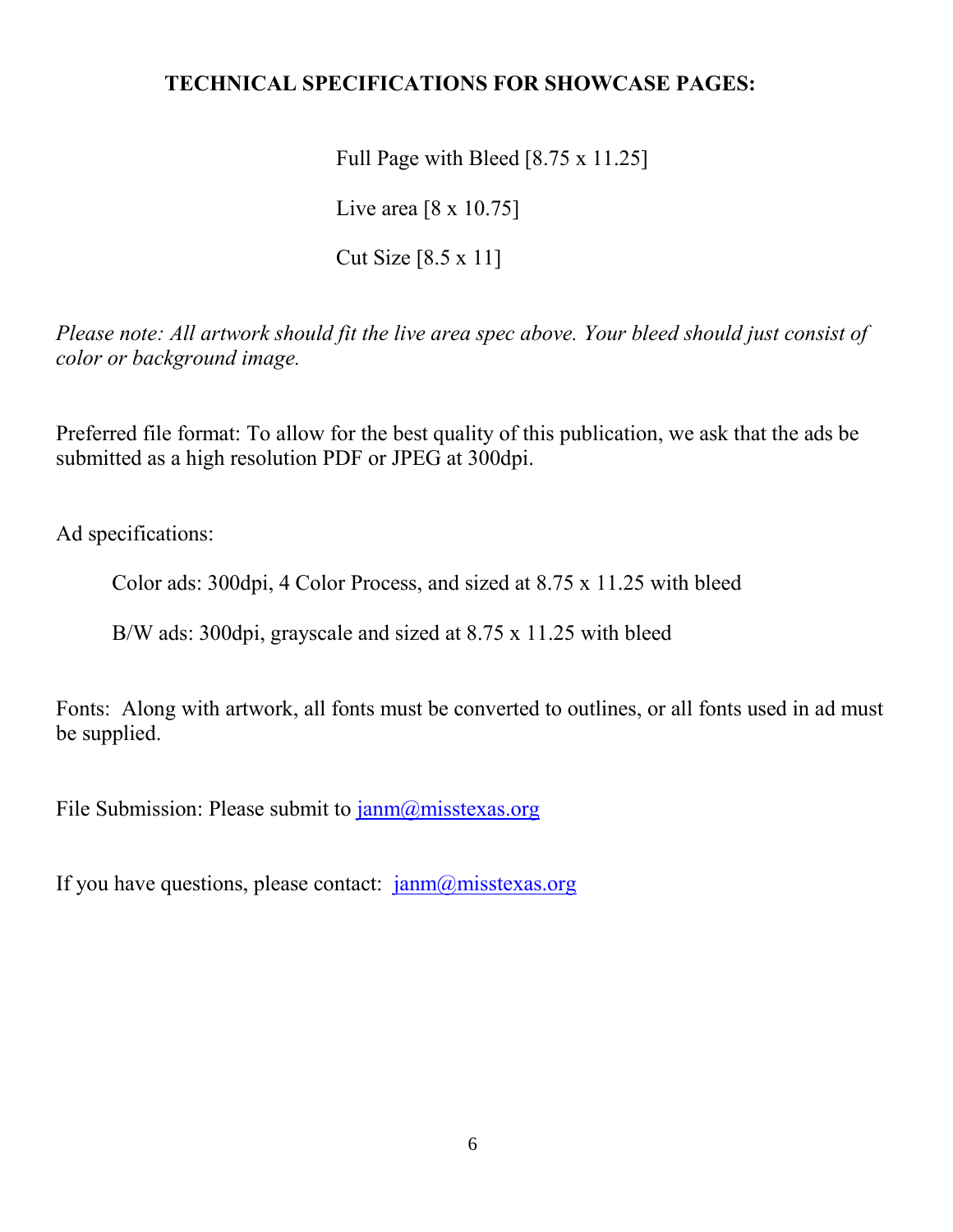## TECHNICAL SPECIFICATIONS FOR SHOWCASE PAGES:

Full Page with Bleed [8.75 x 11.25]

Live area [8 x 10.75]

Cut Size [8.5 x 11]

*Please note: All artwork should fit the live area spec above. Your bleed should just consist of color or background image.*

Preferred file format: To allow for the best quality of this publication, we ask that the ads be submitted as a high resolution PDF or JPEG at 300dpi.

Ad specifications:

Color ads: 300dpi, 4 Color Process, and sized at 8.75 x 11.25 with bleed

B/W ads: 300dpi, grayscale and sized at 8.75 x 11.25 with bleed

Fonts: Along with artwork, all fonts must be converted to outlines, or all fonts used in ad must be supplied.

File Submission: Please submit to janm@misstexas.org

If you have questions, please contact: janm@misstexas.org